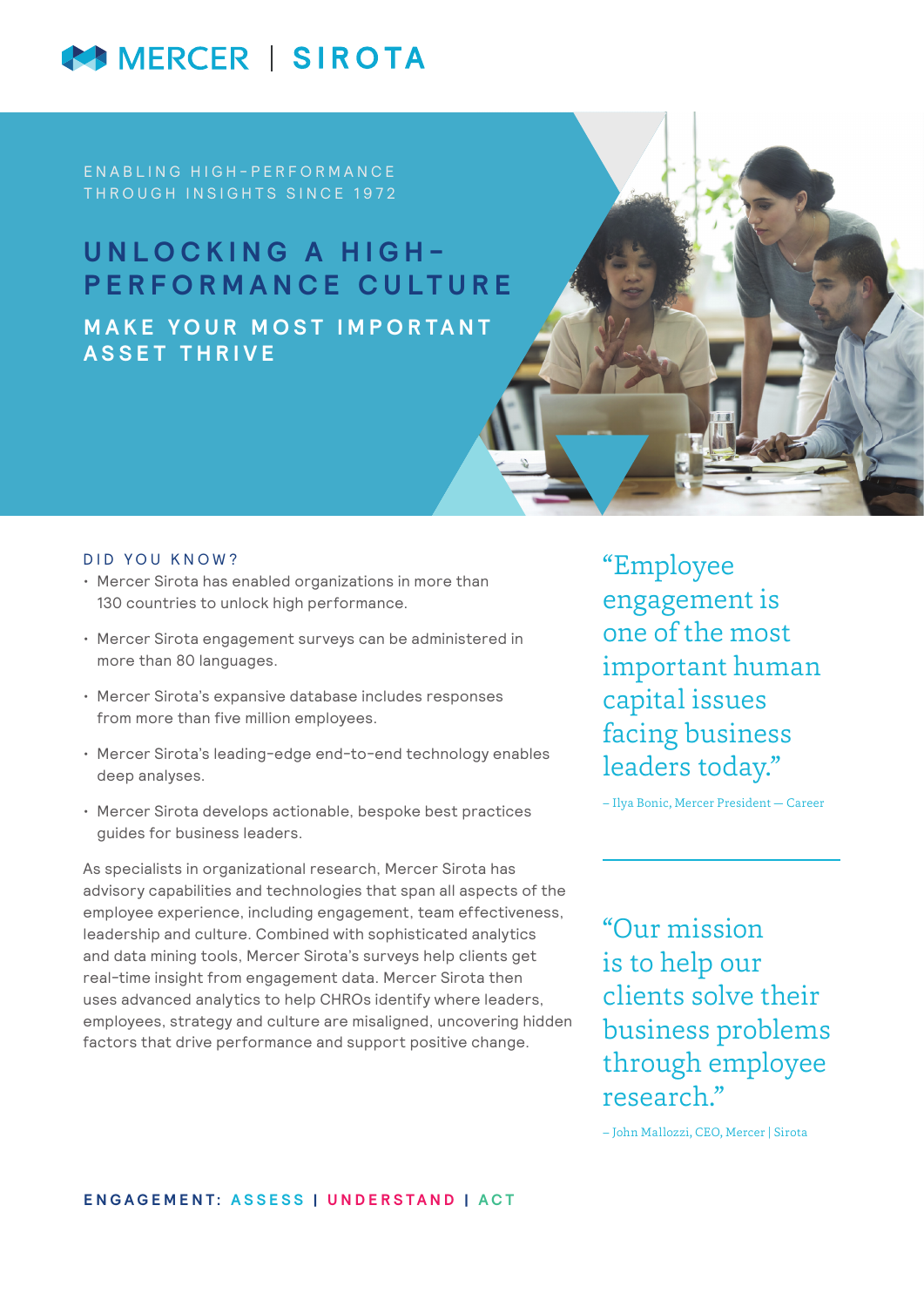MERCER | SIROTA

ENABLING HIGH-PERFORMANCE THROUGH INSIGHTS SINCE 1972

# UNLOCKING A HIGH-PERFORMANCE CULTURE

## MAKE YOUR MOST IMPORTANT ASSET THRIVE

### DID YOU KNOW?

- Mercer Sirota has enabled organizations in more than 130 countries to unlock high performance.
- Mercer Sirota engagement surveys can be administered in more than 80 languages.
- Mercer Sirota's expansive database includes responses from more than five million employees.
- Mercer Sirota's leading-edge end-to-end technology enables deep analyses.
- Mercer Sirota develops actionable, bespoke best practices guides for business leaders.

As specialists in organizational research, Mercer Sirota has advisory capabilities and technologies that span all aspects of the employee experience, including engagement, team effectiveness, leadership and culture. Combined with sophisticated analytics and data mining tools, Mercer Sirota's surveys help clients get real-time insight from engagement data. Mercer Sirota then uses advanced analytics to help CHROs identify where leaders, employees, strategy and culture are misaligned, uncovering hidden factors that drive performance and support positive change.

> "Employee engagement is one of the most important human capital issues facing business leaders today."
>
> – Ilya Bonic, Mercer President — Career

> "Our mission is to help our clients solve their business problems through employee research."
>
> – John Mallozzi, CEO, Mercer | Sirota

**ENGAGEMENT: ASSESS | UNDERSTAND | ACT**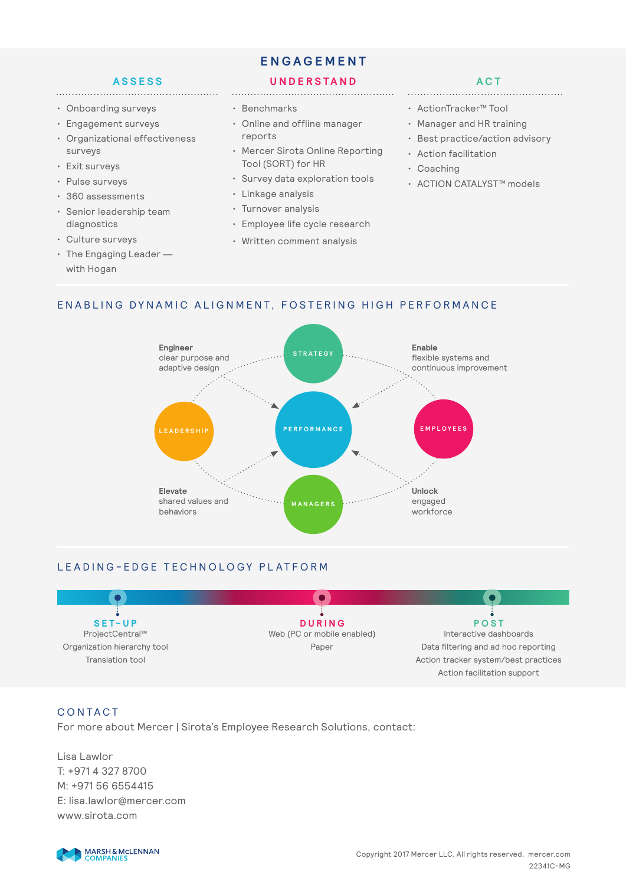# ENGAGEMENT

## ASSESS

- Onboarding surveys
- Engagement surveys
- Organizational effectiveness surveys
- Exit surveys
- Pulse surveys
- 360 assessments
- Senior leadership team diagnostics
- Culture surveys
- The Engaging Leader — with Hogan

## UNDERSTAND

- Benchmarks
- Online and offline manager reports
- Mercer Sirota Online Reporting Tool (SORT) for HR
- Survey data exploration tools
- Linkage analysis
- Turnover analysis
- Employee life cycle research
- Written comment analysis

## ACT

- ActionTracker™ Tool
- Manager and HR training
- Best practice/action advisory
- Action facilitation
- Coaching
- ACTION CATALYST™ models

## ENABLING DYNAMIC ALIGNMENT, FOSTERING HIGH PERFORMANCE

STRATEGY

LEADERSHIP

PERFORMANCE

EMPLOYEES

MANAGERS

**Engineer**
clear purpose and adaptive design

**Enable**
flexible systems and continuous improvement

**Elevate**
shared values and behaviors

**Unlock**
engaged workforce

## LEADING-EDGE TECHNOLOGY PLATFORM

**SET-UP**
ProjectCentral™
Organization hierarchy tool
Translation tool

**DURING**
Web (PC or mobile enabled)
Paper

**POST**
Interactive dashboards
Data filtering and ad hoc reporting
Action tracker system/best practices
Action facilitation support

## CONTACT

For more about Mercer | Sirota's Employee Research Solutions, contact:

Lisa Lawlor
T: +971 4 327 8700
M: +971 56 6554415
E: lisa.lawlor@mercer.com
www.sirota.com

MARSH & McLENNAN COMPANIES

Copyright 2017 Mercer LLC. All rights reserved. mercer.com
22341C-MG